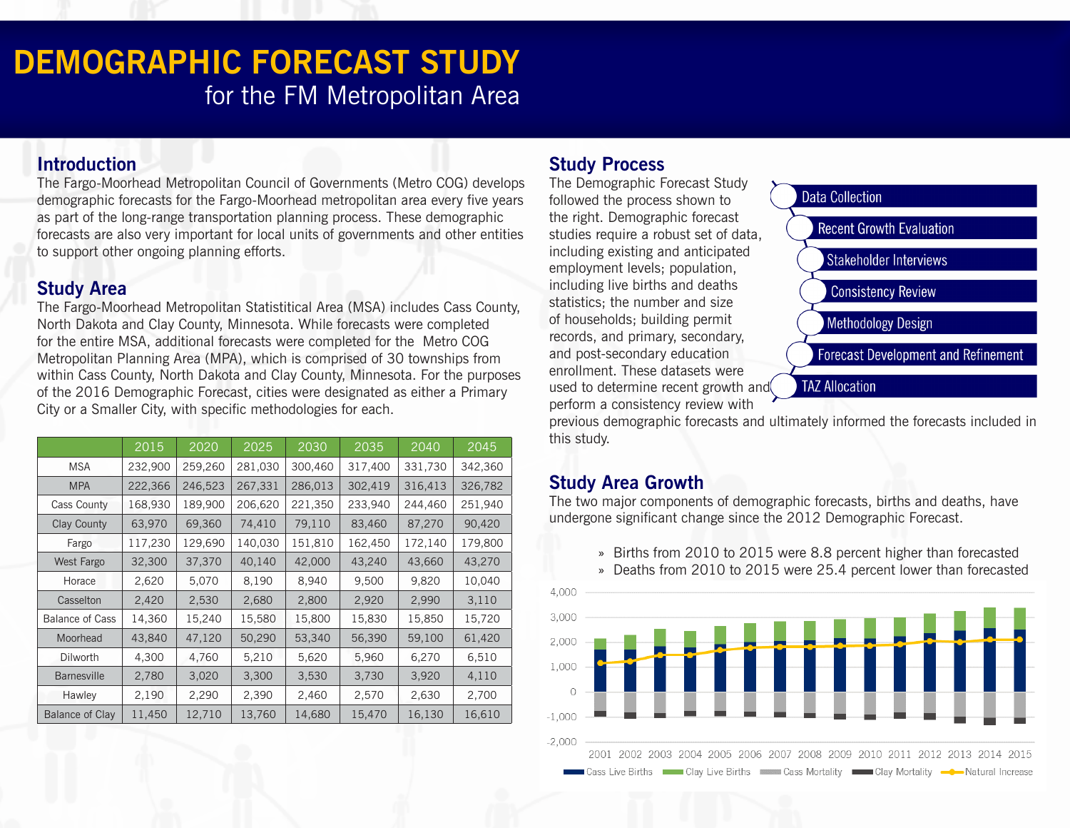# DEMOGRAPHIC FORECAST STUDY

## for the FM Metropolitan Area

## Introduction

The Fargo-Moorhead Metropolitan Council of Governments (Metro COG) develops demographic forecasts for the Fargo-Moorhead metropolitan area every five years as part of the long-range transportation planning process. These demographic forecasts are also very important for local units of governments and other entities to support other ongoing planning efforts.

## Study Area

The Fargo-Moorhead Metropolitan Statistitical Area (MSA) includes Cass County, North Dakota and Clay County, Minnesota. While forecasts were completed for the entire MSA, additional forecasts were completed for the Metro COG Metropolitan Planning Area (MPA), which is comprised of 30 townships from within Cass County, North Dakota and Clay County, Minnesota. For the purposes of the 2016 Demographic Forecast, cities were designated as either a Primary City or a Smaller City, with specific methodologies for each.

| | 2015 | 2020 | 2025 | 2030 | 2035 | 2040 | 2045 |
|---|---|---|---|---|---|---|---|
| MSA | 232,900 | 259,260 | 281,030 | 300,460 | 317,400 | 331,730 | 342,360 |
| MPA | 222,366 | 246,523 | 267,331 | 286,013 | 302,419 | 316,413 | 326,782 |
| Cass County | 168,930 | 189,900 | 206,620 | 221,350 | 233,940 | 244,460 | 251,940 |
| Clay County | 63,970 | 69,360 | 74,410 | 79,110 | 83,460 | 87,270 | 90,420 |
| Fargo | 117,230 | 129,690 | 140,030 | 151,810 | 162,450 | 172,140 | 179,800 |
| West Fargo | 32,300 | 37,370 | 40,140 | 42,000 | 43,240 | 43,660 | 43,270 |
| Horace | 2,620 | 5,070 | 8,190 | 8,940 | 9,500 | 9,820 | 10,040 |
| Casselton | 2,420 | 2,530 | 2,680 | 2,800 | 2,920 | 2,990 | 3,110 |
| Balance of Cass | 14,360 | 15,240 | 15,580 | 15,800 | 15,830 | 15,850 | 15,720 |
| Moorhead | 43,840 | 47,120 | 50,290 | 53,340 | 56,390 | 59,100 | 61,420 |
| Dilworth | 4,300 | 4,760 | 5,210 | 5,620 | 5,960 | 6,270 | 6,510 |
| Barnesville | 2,780 | 3,020 | 3,300 | 3,530 | 3,730 | 3,920 | 4,110 |
| Hawley | 2,190 | 2,290 | 2,390 | 2,460 | 2,570 | 2,630 | 2,700 |
| Balance of Clay | 11,450 | 12,710 | 13,760 | 14,680 | 15,470 | 16,130 | 16,610 |

## Study Process

The Demographic Forecast Study followed the process shown to the right. Demographic forecast studies require a robust set of data, including existing and anticipated employment levels; population, including live births and deaths statistics; the number and size of households; building permit records, and primary, secondary, and post-secondary education enrollment. These datasets were used to determine recent growth and perform a consistency review with previous demographic forecasts and ultimately informed the forecasts included in this study.

- Data Collection
- Recent Growth Evaluation
- Stakeholder Interviews
- Consistency Review
- Methodology Design
- Forecast Development and Refinement
- TAZ Allocation

## Study Area Growth

The two major components of demographic forecasts, births and deaths, have undergone significant change since the 2012 Demographic Forecast.

- Births from 2010 to 2015 were 8.8 percent higher than forecasted
- Deaths from 2010 to 2015 were 25.4 percent lower than forecasted

Legend: Cass Live Births, Clay Live Births, Cass Mortality, Clay Mortality, Natural Increase (2001–2015)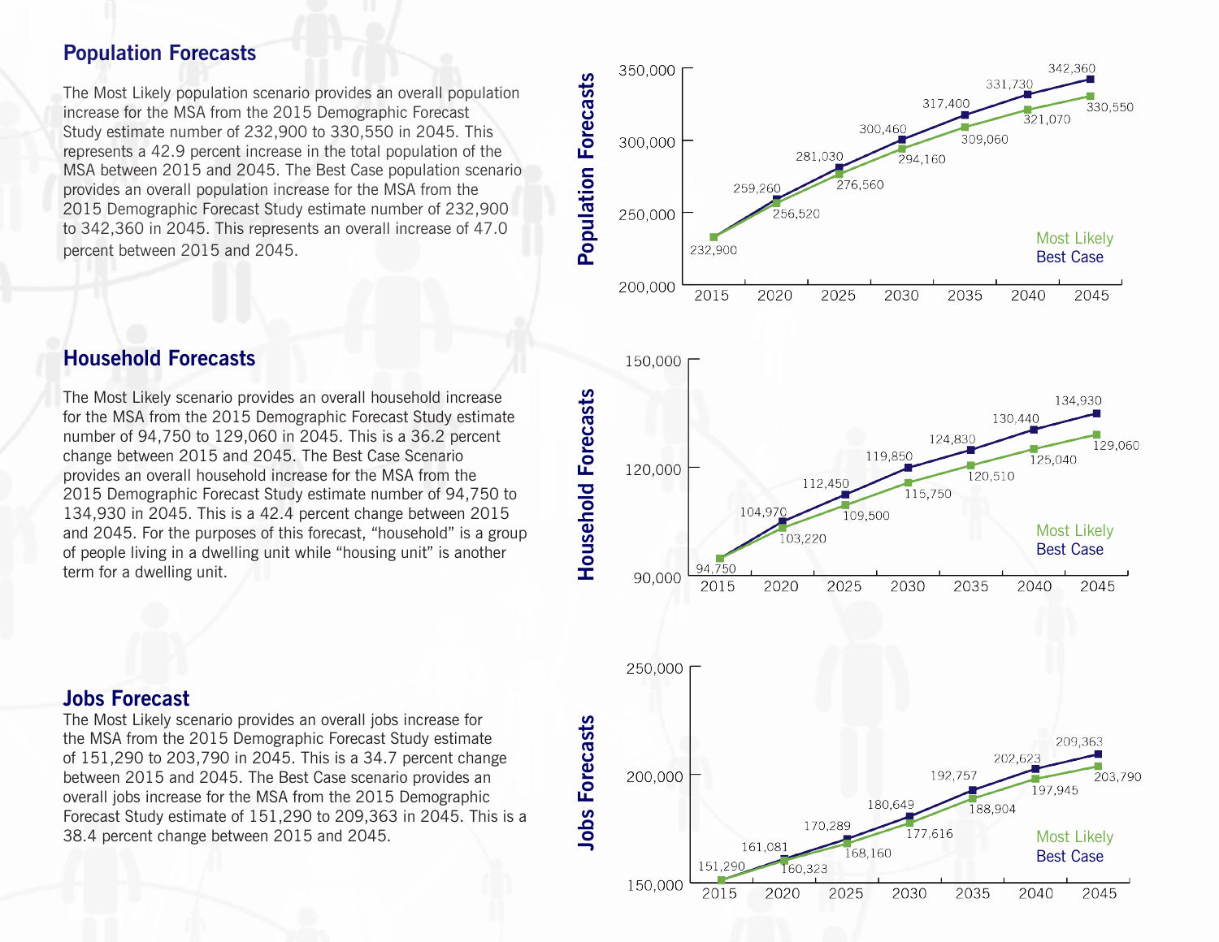## Population Forecasts

The Most Likely population scenario provides an overall population increase for the MSA from the 2015 Demographic Forecast Study estimate number of 232,900 to 330,550 in 2045. This represents a 42.9 percent increase in the total population of the MSA between 2015 and 2045. The Best Case population scenario provides an overall population increase for the MSA from the 2015 Demographic Forecast Study estimate number of 232,900 to 342,360 in 2045. This represents an overall increase of 47.0 percent between 2015 and 2045.

Population Forecasts

350,000
300,000
250,000
200,000

2015 2020 2025 2030 2035 2040 2045

232,900
259,260
256,520
281,030
276,560
300,460
294,160
317,400
309,060
331,730
321,070
342,360
330,550

Most Likely
Best Case

## Household Forecasts

The Most Likely scenario provides an overall household increase for the MSA from the 2015 Demographic Forecast Study estimate number of 94,750 to 129,060 in 2045. This is a 36.2 percent change between 2015 and 2045. The Best Case Scenario provides an overall household increase for the MSA from the 2015 Demographic Forecast Study estimate number of 94,750 to 134,930 in 2045. This is a 42.4 percent change between 2015 and 2045. For the purposes of this forecast, "household" is a group of people living in a dwelling unit while "housing unit" is another term for a dwelling unit.

Household Forecasts

150,000
120,000
90,000

2015 2020 2025 2030 2035 2040 2045

94,750
104,970
103,220
112,450
109,500
119,850
115,750
124,830
120,510
130,440
125,040
134,930
129,060

Most Likely
Best Case

## Jobs Forecast

The Most Likely scenario provides an overall jobs increase for the MSA from the 2015 Demographic Forecast Study estimate of 151,290 to 203,790 in 2045. This is a 34.7 percent change between 2015 and 2045. The Best Case scenario provides an overall jobs increase for the MSA from the 2015 Demographic Forecast Study estimate of 151,290 to 209,363 in 2045. This is a 38.4 percent change between 2015 and 2045.

Jobs Forecasts

250,000
200,000
150,000

2015 2020 2025 2030 2035 2040 2045

151,290
161,081
160,323
170,289
168,160
180,649
177,616
192,757
188,904
202,623
197,945
209,363
203,790

Most Likely
Best Case